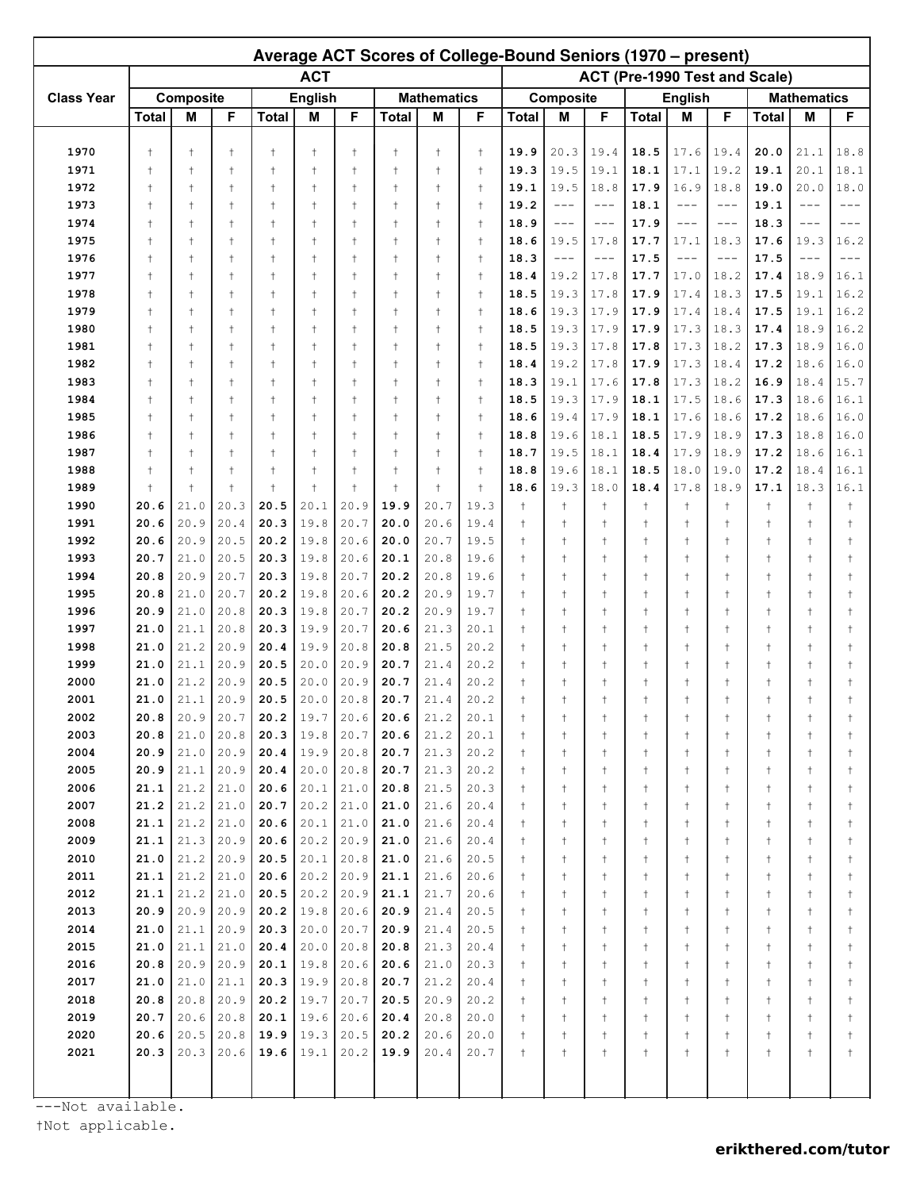| Class Year | ACT | | | | | | | | | ACT (Pre-1990 Test and Scale) | | | | | | | | |
|---|---|---|---|---|---|---|---|---|---|---|---|---|---|---|---|---|---|---|
| | Composite | | | English | | | Mathematics | | | Composite | | | English | | | Mathematics | | |
| | Total | M | F | Total | M | F | Total | M | F | Total | M | F | Total | M | F | Total | M | F |
| 1970 | † | † | † | † | † | † | † | † | † | **19.9** | 20.3 | 19.4 | **18.5** | 17.6 | 19.4 | **20.0** | 21.1 | 18.8 |
| 1971 | † | † | † | † | † | † | † | † | † | **19.3** | 19.5 | 19.1 | **18.1** | 17.1 | 19.2 | **19.1** | 20.1 | 18.1 |
| 1972 | † | † | † | † | † | † | † | † | † | **19.1** | 19.5 | 18.8 | **17.9** | 16.9 | 18.8 | **19.0** | 20.0 | 18.0 |
| 1973 | † | † | † | † | † | † | † | † | † | **19.2** | --- | --- | **18.1** | --- | --- | **19.1** | --- | --- |
| 1974 | † | † | † | † | † | † | † | † | † | **18.9** | --- | --- | **17.9** | --- | --- | **18.3** | --- | --- |
| 1975 | † | † | † | † | † | † | † | † | † | **18.6** | 19.5 | 17.8 | **17.7** | 17.1 | 18.3 | **17.6** | 19.3 | 16.2 |
| 1976 | † | † | † | † | † | † | † | † | † | **18.3** | --- | --- | **17.5** | --- | --- | **17.5** | --- | --- |
| 1977 | † | † | † | † | † | † | † | † | † | **18.4** | 19.2 | 17.8 | **17.7** | 17.0 | 18.2 | **17.4** | 18.9 | 16.1 |
| 1978 | † | † | † | † | † | † | † | † | † | **18.5** | 19.3 | 17.8 | **17.9** | 17.4 | 18.3 | **17.5** | 19.1 | 16.2 |
| 1979 | † | † | † | † | † | † | † | † | † | **18.6** | 19.3 | 17.9 | **17.9** | 17.4 | 18.4 | **17.5** | 19.1 | 16.2 |
| 1980 | † | † | † | † | † | † | † | † | † | **18.5** | 19.3 | 17.9 | **17.9** | 17.3 | 18.3 | **17.4** | 18.9 | 16.2 |
| 1981 | † | † | † | † | † | † | † | † | † | **18.5** | 19.3 | 17.8 | **17.8** | 17.3 | 18.2 | **17.3** | 18.9 | 16.0 |
| 1982 | † | † | † | † | † | † | † | † | † | **18.4** | 19.2 | 17.8 | **17.9** | 17.3 | 18.4 | **17.2** | 18.6 | 16.0 |
| 1983 | † | † | † | † | † | † | † | † | † | **18.3** | 19.1 | 17.6 | **17.8** | 17.3 | 18.2 | **16.9** | 18.4 | 15.7 |
| 1984 | † | † | † | † | † | † | † | † | † | **18.5** | 19.3 | 17.9 | **18.1** | 17.5 | 18.6 | **17.3** | 18.6 | 16.1 |
| 1985 | † | † | † | † | † | † | † | † | † | **18.6** | 19.4 | 17.9 | **18.1** | 17.6 | 18.6 | **17.2** | 18.6 | 16.0 |
| 1986 | † | † | † | † | † | † | † | † | † | **18.8** | 19.6 | 18.1 | **18.5** | 17.9 | 18.9 | **17.3** | 18.8 | 16.0 |
| 1987 | † | † | † | † | † | † | † | † | † | **18.7** | 19.5 | 18.1 | **18.4** | 17.9 | 18.9 | **17.2** | 18.6 | 16.1 |
| 1988 | † | † | † | † | † | † | † | † | † | **18.8** | 19.6 | 18.1 | **18.5** | 18.0 | 19.0 | **17.2** | 18.4 | 16.1 |
| 1989 | † | † | † | † | † | † | † | † | † | **18.6** | 19.3 | 18.0 | **18.4** | 17.8 | 18.9 | **17.1** | 18.3 | 16.1 |
| 1990 | **20.6** | 21.0 | 20.3 | **20.5** | 20.1 | 20.9 | **19.9** | 20.7 | 19.3 | † | † | † | † | † | † | † | † | † |
| 1991 | **20.6** | 20.9 | 20.4 | **20.3** | 19.8 | 20.7 | **20.0** | 20.6 | 19.4 | † | † | † | † | † | † | † | † | † |
| 1992 | **20.6** | 20.9 | 20.5 | **20.2** | 19.8 | 20.6 | **20.0** | 20.7 | 19.5 | † | † | † | † | † | † | † | † | † |
| 1993 | **20.7** | 21.0 | 20.5 | **20.3** | 19.8 | 20.6 | **20.1** | 20.8 | 19.6 | † | † | † | † | † | † | † | † | † |
| 1994 | **20.8** | 20.9 | 20.7 | **20.3** | 19.8 | 20.7 | **20.2** | 20.8 | 19.6 | † | † | † | † | † | † | † | † | † |
| 1995 | **20.8** | 21.0 | 20.7 | **20.2** | 19.8 | 20.6 | **20.2** | 20.9 | 19.7 | † | † | † | † | † | † | † | † | † |
| 1996 | **20.9** | 21.0 | 20.8 | **20.3** | 19.8 | 20.7 | **20.2** | 20.9 | 19.7 | † | † | † | † | † | † | † | † | † |
| 1997 | **21.0** | 21.1 | 20.8 | **20.3** | 19.9 | 20.7 | **20.6** | 21.3 | 20.1 | † | † | † | † | † | † | † | † | † |
| 1998 | **21.0** | 21.2 | 20.9 | **20.4** | 19.9 | 20.8 | **20.8** | 21.5 | 20.2 | † | † | † | † | † | † | † | † | † |
| 1999 | **21.0** | 21.1 | 20.9 | **20.5** | 20.0 | 20.9 | **20.7** | 21.4 | 20.2 | † | † | † | † | † | † | † | † | † |
| 2000 | **21.0** | 21.2 | 20.9 | **20.5** | 20.0 | 20.9 | **20.7** | 21.4 | 20.2 | † | † | † | † | † | † | † | † | † |
| 2001 | **21.0** | 21.1 | 20.9 | **20.5** | 20.0 | 20.8 | **20.7** | 21.4 | 20.2 | † | † | † | † | † | † | † | † | † |
| 2002 | **20.8** | 20.9 | 20.7 | **20.2** | 19.7 | 20.6 | **20.6** | 21.2 | 20.1 | † | † | † | † | † | † | † | † | † |
| 2003 | **20.8** | 21.0 | 20.8 | **20.3** | 19.8 | 20.7 | **20.6** | 21.2 | 20.1 | † | † | † | † | † | † | † | † | † |
| 2004 | **20.9** | 21.0 | 20.9 | **20.4** | 19.9 | 20.8 | **20.7** | 21.3 | 20.2 | † | † | † | † | † | † | † | † | † |
| 2005 | **20.9** | 21.1 | 20.9 | **20.4** | 20.0 | 20.8 | **20.7** | 21.3 | 20.2 | † | † | † | † | † | † | † | † | † |
| 2006 | **21.1** | 21.2 | 21.0 | **20.6** | 20.1 | 21.0 | **20.8** | 21.5 | 20.3 | † | † | † | † | † | † | † | † | † |
| 2007 | **21.2** | 21.2 | 21.0 | **20.7** | 20.2 | 21.0 | **21.0** | 21.6 | 20.4 | † | † | † | † | † | † | † | † | † |
| 2008 | **21.1** | 21.2 | 21.0 | **20.6** | 20.1 | 21.0 | **21.0** | 21.6 | 20.4 | † | † | † | † | † | † | † | † | † |
| 2009 | **21.1** | 21.3 | 20.9 | **20.6** | 20.2 | 20.9 | **21.0** | 21.6 | 20.4 | † | † | † | † | † | † | † | † | † |
| 2010 | **21.0** | 21.2 | 20.9 | **20.5** | 20.1 | 20.8 | **21.0** | 21.6 | 20.5 | † | † | † | † | † | † | † | † | † |
| 2011 | **21.1** | 21.2 | 21.0 | **20.6** | 20.2 | 20.9 | **21.1** | 21.6 | 20.6 | † | † | † | † | † | † | † | † | † |
| 2012 | **21.1** | 21.2 | 21.0 | **20.5** | 20.2 | 20.9 | **21.1** | 21.7 | 20.6 | † | † | † | † | † | † | † | † | † |
| 2013 | **20.9** | 20.9 | 20.9 | **20.2** | 19.8 | 20.6 | **20.9** | 21.4 | 20.5 | † | † | † | † | † | † | † | † | † |
| 2014 | **21.0** | 21.1 | 20.9 | **20.3** | 20.0 | 20.7 | **20.9** | 21.4 | 20.5 | † | † | † | † | † | † | † | † | † |
| 2015 | **21.0** | 21.1 | 21.0 | **20.4** | 20.0 | 20.8 | **20.8** | 21.3 | 20.4 | † | † | † | † | † | † | † | † | † |
| 2016 | **20.8** | 20.9 | 20.9 | **20.1** | 19.8 | 20.6 | **20.6** | 21.0 | 20.3 | † | † | † | † | † | † | † | † | † |
| 2017 | **21.0** | 21.0 | 21.1 | **20.3** | 19.9 | 20.8 | **20.7** | 21.2 | 20.4 | † | † | † | † | † | † | † | † | † |
| 2018 | **20.8** | 20.8 | 20.9 | **20.2** | 19.7 | 20.7 | **20.5** | 20.9 | 20.2 | † | † | † | † | † | † | † | † | † |
| 2019 | **20.7** | 20.6 | 20.8 | **20.1** | 19.6 | 20.6 | **20.4** | 20.8 | 20.0 | † | † | † | † | † | † | † | † | † |
| 2020 | **20.6** | 20.5 | 20.8 | **19.9** | 19.3 | 20.5 | **20.2** | 20.6 | 20.0 | † | † | † | † | † | † | † | † | † |
| 2021 | **20.3** | 20.3 | 20.6 | **19.6** | 19.1 | 20.2 | **19.9** | 20.4 | 20.7 | † | † | † | † | † | † | † | † | † |

---Not available.

†Not applicable.

**erikthered.com/tutor**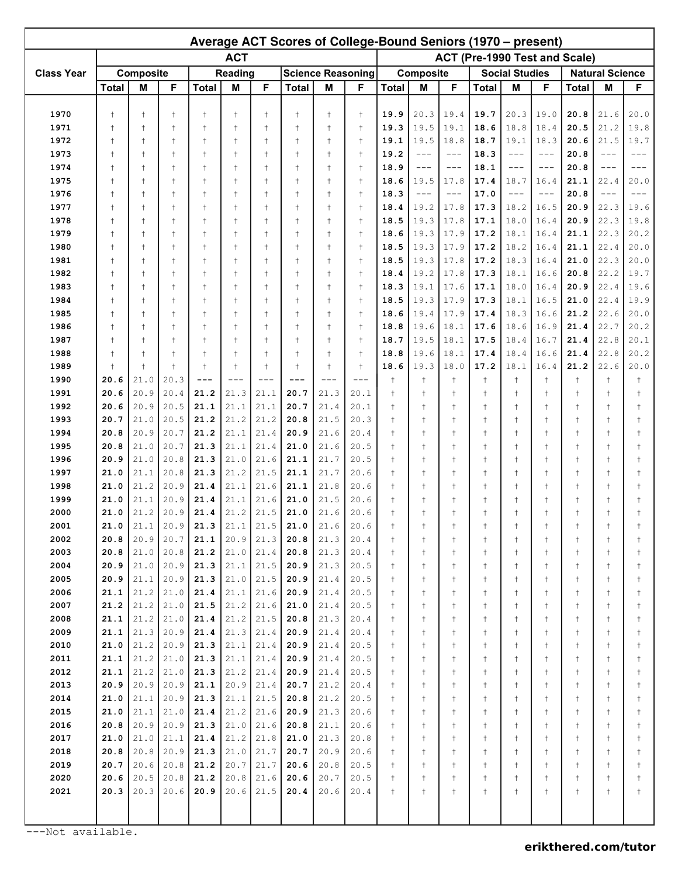# Average ACT Scores of College-Bound Seniors (1970 – present)

| Class Year | ACT | | | | | | | | | ACT (Pre-1990 Test and Scale) | | | | | | | | |
|---|---|---|---|---|---|---|---|---|---|---|---|---|---|---|---|---|---|---|
| | Composite | | | Reading | | | Science Reasoning | | | Composite | | | Social Studies | | | Natural Science | | |
| | Total | M | F | Total | M | F | Total | M | F | Total | M | F | Total | M | F | Total | M | F |
| 1970 | † | † | † | † | † | † | † | † | † | 19.9 | 20.3 | 19.4 | 19.7 | 20.3 | 19.0 | 20.8 | 21.6 | 20.0 |
| 1971 | † | † | † | † | † | † | † | † | † | 19.3 | 19.5 | 19.1 | 18.6 | 18.8 | 18.4 | 20.5 | 21.2 | 19.8 |
| 1972 | † | † | † | † | † | † | † | † | † | 19.1 | 19.5 | 18.8 | 18.7 | 19.1 | 18.3 | 20.6 | 21.5 | 19.7 |
| 1973 | † | † | † | † | † | † | † | † | † | 19.2 | --- | --- | 18.3 | --- | --- | 20.8 | --- | --- |
| 1974 | † | † | † | † | † | † | † | † | † | 18.9 | --- | --- | 18.1 | --- | --- | 20.8 | --- | --- |
| 1975 | † | † | † | † | † | † | † | † | † | 18.6 | 19.5 | 17.8 | 17.4 | 18.7 | 16.4 | 21.1 | 22.4 | 20.0 |
| 1976 | † | † | † | † | † | † | † | † | † | 18.3 | --- | --- | 17.0 | --- | --- | 20.8 | --- | --- |
| 1977 | † | † | † | † | † | † | † | † | † | 18.4 | 19.2 | 17.8 | 17.3 | 18.2 | 16.5 | 20.9 | 22.3 | 19.6 |
| 1978 | † | † | † | † | † | † | † | † | † | 18.5 | 19.3 | 17.8 | 17.1 | 18.0 | 16.4 | 20.9 | 22.3 | 19.8 |
| 1979 | † | † | † | † | † | † | † | † | † | 18.6 | 19.3 | 17.9 | 17.2 | 18.1 | 16.4 | 21.1 | 22.3 | 20.2 |
| 1980 | † | † | † | † | † | † | † | † | † | 18.5 | 19.3 | 17.9 | 17.2 | 18.2 | 16.4 | 21.1 | 22.4 | 20.0 |
| 1981 | † | † | † | † | † | † | † | † | † | 18.5 | 19.3 | 17.8 | 17.2 | 18.3 | 16.4 | 21.0 | 22.3 | 20.0 |
| 1982 | † | † | † | † | † | † | † | † | † | 18.4 | 19.2 | 17.8 | 17.3 | 18.1 | 16.6 | 20.8 | 22.2 | 19.7 |
| 1983 | † | † | † | † | † | † | † | † | † | 18.3 | 19.1 | 17.6 | 17.1 | 18.0 | 16.4 | 20.9 | 22.4 | 19.6 |
| 1984 | † | † | † | † | † | † | † | † | † | 18.5 | 19.3 | 17.9 | 17.3 | 18.1 | 16.5 | 21.0 | 22.4 | 19.9 |
| 1985 | † | † | † | † | † | † | † | † | † | 18.6 | 19.4 | 17.9 | 17.4 | 18.3 | 16.6 | 21.2 | 22.6 | 20.0 |
| 1986 | † | † | † | † | † | † | † | † | † | 18.8 | 19.6 | 18.1 | 17.6 | 18.6 | 16.9 | 21.4 | 22.7 | 20.2 |
| 1987 | † | † | † | † | † | † | † | † | † | 18.7 | 19.5 | 18.1 | 17.5 | 18.4 | 16.7 | 21.4 | 22.8 | 20.1 |
| 1988 | † | † | † | † | † | † | † | † | † | 18.8 | 19.6 | 18.1 | 17.4 | 18.4 | 16.6 | 21.4 | 22.8 | 20.2 |
| 1989 | † | † | † | † | † | † | † | † | † | 18.6 | 19.3 | 18.0 | 17.2 | 18.1 | 16.4 | 21.2 | 22.6 | 20.0 |
| 1990 | 20.6 | 21.0 | 20.3 | --- | --- | --- | --- | --- | --- | † | † | † | † | † | † | † | † | † |
| 1991 | 20.6 | 20.9 | 20.4 | 21.2 | 21.3 | 21.1 | 20.7 | 21.3 | 20.1 | † | † | † | † | † | † | † | † | † |
| 1992 | 20.6 | 20.9 | 20.5 | 21.1 | 21.1 | 21.1 | 20.7 | 21.4 | 20.1 | † | † | † | † | † | † | † | † | † |
| 1993 | 20.7 | 21.0 | 20.5 | 21.2 | 21.2 | 21.2 | 20.8 | 21.5 | 20.3 | † | † | † | † | † | † | † | † | † |
| 1994 | 20.8 | 20.9 | 20.7 | 21.2 | 21.1 | 21.4 | 20.9 | 21.6 | 20.4 | † | † | † | † | † | † | † | † | † |
| 1995 | 20.8 | 21.0 | 20.7 | 21.3 | 21.1 | 21.4 | 21.0 | 21.6 | 20.5 | † | † | † | † | † | † | † | † | † |
| 1996 | 20.9 | 21.0 | 20.8 | 21.3 | 21.0 | 21.6 | 21.1 | 21.7 | 20.5 | † | † | † | † | † | † | † | † | † |
| 1997 | 21.0 | 21.1 | 20.8 | 21.3 | 21.2 | 21.5 | 21.1 | 21.7 | 20.6 | † | † | † | † | † | † | † | † | † |
| 1998 | 21.0 | 21.2 | 20.9 | 21.4 | 21.1 | 21.6 | 21.1 | 21.8 | 20.6 | † | † | † | † | † | † | † | † | † |
| 1999 | 21.0 | 21.1 | 20.9 | 21.4 | 21.1 | 21.6 | 21.0 | 21.5 | 20.6 | † | † | † | † | † | † | † | † | † |
| 2000 | 21.0 | 21.2 | 20.9 | 21.4 | 21.2 | 21.5 | 21.0 | 21.6 | 20.6 | † | † | † | † | † | † | † | † | † |
| 2001 | 21.0 | 21.1 | 20.9 | 21.3 | 21.1 | 21.5 | 21.0 | 21.6 | 20.6 | † | † | † | † | † | † | † | † | † |
| 2002 | 20.8 | 20.9 | 20.7 | 21.1 | 20.9 | 21.3 | 20.8 | 21.3 | 20.4 | † | † | † | † | † | † | † | † | † |
| 2003 | 20.8 | 21.0 | 20.8 | 21.2 | 21.0 | 21.4 | 20.8 | 21.3 | 20.4 | † | † | † | † | † | † | † | † | † |
| 2004 | 20.9 | 21.0 | 20.9 | 21.3 | 21.1 | 21.5 | 20.9 | 21.3 | 20.5 | † | † | † | † | † | † | † | † | † |
| 2005 | 20.9 | 21.1 | 20.9 | 21.3 | 21.0 | 21.5 | 20.9 | 21.4 | 20.5 | † | † | † | † | † | † | † | † | † |
| 2006 | 21.1 | 21.2 | 21.0 | 21.4 | 21.1 | 21.6 | 20.9 | 21.4 | 20.5 | † | † | † | † | † | † | † | † | † |
| 2007 | 21.2 | 21.2 | 21.0 | 21.5 | 21.2 | 21.6 | 21.0 | 21.4 | 20.5 | † | † | † | † | † | † | † | † | † |
| 2008 | 21.1 | 21.2 | 21.0 | 21.4 | 21.2 | 21.5 | 20.8 | 21.3 | 20.4 | † | † | † | † | † | † | † | † | † |
| 2009 | 21.1 | 21.3 | 20.9 | 21.4 | 21.3 | 21.4 | 20.9 | 21.4 | 20.4 | † | † | † | † | † | † | † | † | † |
| 2010 | 21.0 | 21.2 | 20.9 | 21.3 | 21.1 | 21.4 | 20.9 | 21.4 | 20.5 | † | † | † | † | † | † | † | † | † |
| 2011 | 21.1 | 21.2 | 21.0 | 21.3 | 21.1 | 21.4 | 20.9 | 21.4 | 20.5 | † | † | † | † | † | † | † | † | † |
| 2012 | 21.1 | 21.2 | 21.0 | 21.3 | 21.2 | 21.4 | 20.9 | 21.4 | 20.5 | † | † | † | † | † | † | † | † | † |
| 2013 | 20.9 | 20.9 | 20.9 | 21.1 | 20.9 | 21.4 | 20.7 | 21.2 | 20.4 | † | † | † | † | † | † | † | † | † |
| 2014 | 21.0 | 21.1 | 20.9 | 21.3 | 21.1 | 21.5 | 20.8 | 21.2 | 20.5 | † | † | † | † | † | † | † | † | † |
| 2015 | 21.0 | 21.1 | 21.0 | 21.4 | 21.2 | 21.6 | 20.9 | 21.3 | 20.6 | † | † | † | † | † | † | † | † | † |
| 2016 | 20.8 | 20.9 | 20.9 | 21.3 | 21.0 | 21.6 | 20.8 | 21.1 | 20.6 | † | † | † | † | † | † | † | † | † |
| 2017 | 21.0 | 21.0 | 21.1 | 21.4 | 21.2 | 21.8 | 21.0 | 21.3 | 20.8 | † | † | † | † | † | † | † | † | † |
| 2018 | 20.8 | 20.8 | 20.9 | 21.3 | 21.0 | 21.7 | 20.7 | 20.9 | 20.6 | † | † | † | † | † | † | † | † | † |
| 2019 | 20.7 | 20.6 | 20.8 | 21.2 | 20.7 | 21.7 | 20.6 | 20.8 | 20.5 | † | † | † | † | † | † | † | † | † |
| 2020 | 20.6 | 20.5 | 20.8 | 21.2 | 20.8 | 21.6 | 20.6 | 20.7 | 20.5 | † | † | † | † | † | † | † | † | † |
| 2021 | 20.3 | 20.3 | 20.6 | 20.9 | 20.6 | 21.5 | 20.4 | 20.6 | 20.4 | † | † | † | † | † | † | † | † | † |

---Not available.

**erikthered.com/tutor**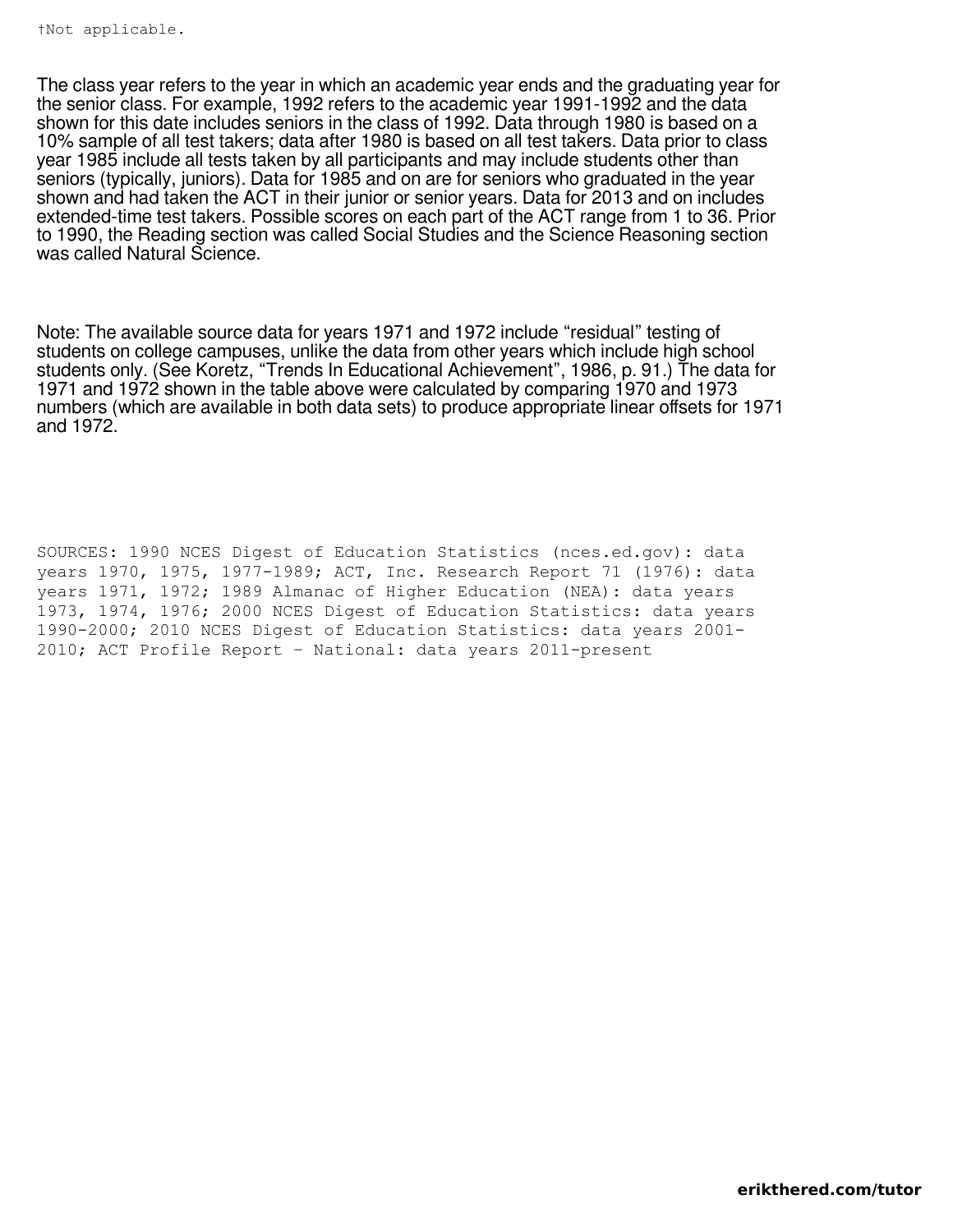†Not applicable.

The class year refers to the year in which an academic year ends and the graduating year for the senior class. For example, 1992 refers to the academic year 1991-1992 and the data shown for this date includes seniors in the class of 1992. Data through 1980 is based on a 10% sample of all test takers; data after 1980 is based on all test takers. Data prior to class year 1985 include all tests taken by all participants and may include students other than seniors (typically, juniors). Data for 1985 and on are for seniors who graduated in the year shown and had taken the ACT in their junior or senior years. Data for 2013 and on includes extended-time test takers. Possible scores on each part of the ACT range from 1 to 36. Prior to 1990, the Reading section was called Social Studies and the Science Reasoning section was called Natural Science.

Note: The available source data for years 1971 and 1972 include "residual" testing of students on college campuses, unlike the data from other years which include high school students only. (See Koretz, "Trends In Educational Achievement", 1986, p. 91.) The data for 1971 and 1972 shown in the table above were calculated by comparing 1970 and 1973 numbers (which are available in both data sets) to produce appropriate linear offsets for 1971 and 1972.

SOURCES: 1990 NCES Digest of Education Statistics (nces.ed.gov): data years 1970, 1975, 1977-1989; ACT, Inc. Research Report 71 (1976): data years 1971, 1972; 1989 Almanac of Higher Education (NEA): data years 1973, 1974, 1976; 2000 NCES Digest of Education Statistics: data years 1990-2000; 2010 NCES Digest of Education Statistics: data years 2001-2010; ACT Profile Report – National: data years 2011-present

**erikthered.com/tutor**